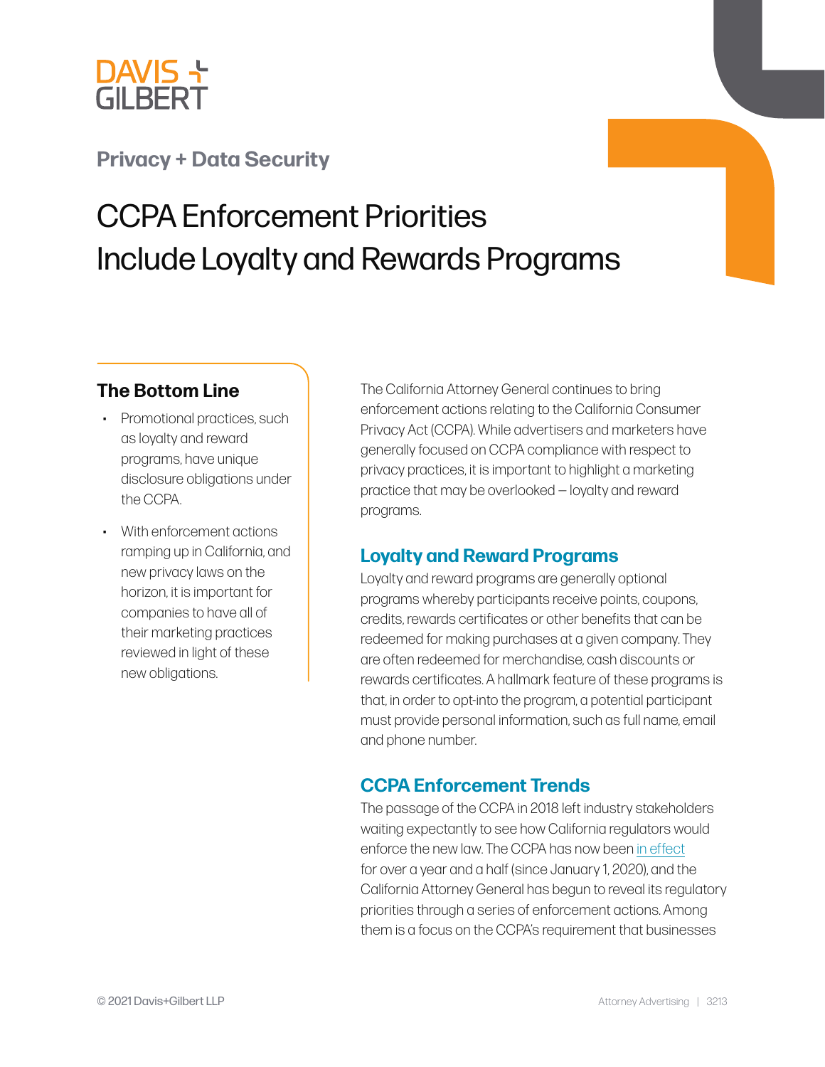DAVIS + GILBERT

**Privacy + Data Security**

# CCPA Enforcement Priorities Include Loyalty and Rewards Programs

## The Bottom Line

- Promotional practices, such as loyalty and reward programs, have unique disclosure obligations under the CCPA.
- With enforcement actions ramping up in California, and new privacy laws on the horizon, it is important for companies to have all of their marketing practices reviewed in light of these new obligations.

The California Attorney General continues to bring enforcement actions relating to the California Consumer Privacy Act (CCPA). While advertisers and marketers have generally focused on CCPA compliance with respect to privacy practices, it is important to highlight a marketing practice that may be overlooked — loyalty and reward programs.

## Loyalty and Reward Programs

Loyalty and reward programs are generally optional programs whereby participants receive points, coupons, credits, rewards certificates or other benefits that can be redeemed for making purchases at a given company. They are often redeemed for merchandise, cash discounts or rewards certificates. A hallmark feature of these programs is that, in order to opt-into the program, a potential participant must provide personal information, such as full name, email and phone number.

## CCPA Enforcement Trends

The passage of the CCPA in 2018 left industry stakeholders waiting expectantly to see how California regulators would enforce the new law. The CCPA has now been in effect for over a year and a half (since January 1, 2020), and the California Attorney General has begun to reveal its regulatory priorities through a series of enforcement actions. Among them is a focus on the CCPA's requirement that businesses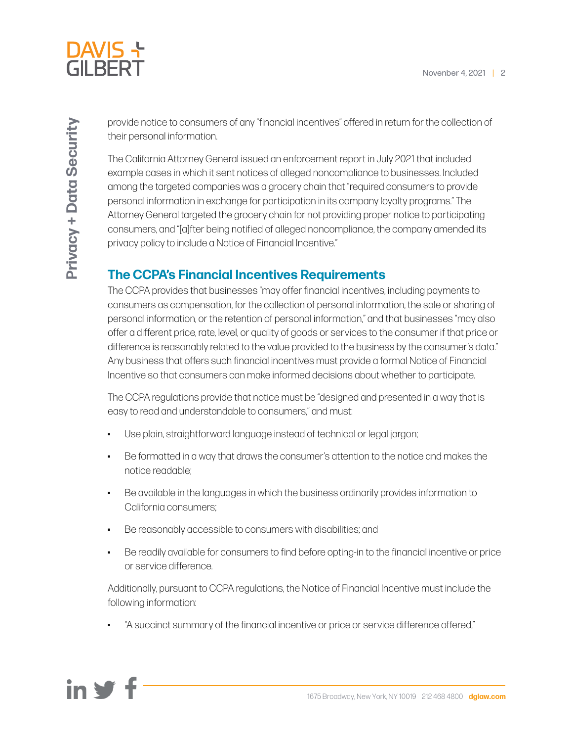provide notice to consumers of any "financial incentives" offered in return for the collection of their personal information.

The California Attorney General issued an enforcement report in July 2021 that included example cases in which it sent notices of alleged noncompliance to businesses. Included among the targeted companies was a grocery chain that "required consumers to provide personal information in exchange for participation in its company loyalty programs." The Attorney General targeted the grocery chain for not providing proper notice to participating consumers, and "[a]fter being notified of alleged noncompliance, the company amended its privacy policy to include a Notice of Financial Incentive."

## The CCPA's Financial Incentives Requirements

The CCPA provides that businesses "may offer financial incentives, including payments to consumers as compensation, for the collection of personal information, the sale or sharing of personal information, or the retention of personal information," and that businesses "may also offer a different price, rate, level, or quality of goods or services to the consumer if that price or difference is reasonably related to the value provided to the business by the consumer's data." Any business that offers such financial incentives must provide a formal Notice of Financial Incentive so that consumers can make informed decisions about whether to participate.

The CCPA regulations provide that notice must be "designed and presented in a way that is easy to read and understandable to consumers," and must:

- Use plain, straightforward language instead of technical or legal jargon;
- Be formatted in a way that draws the consumer's attention to the notice and makes the notice readable;
- Be available in the languages in which the business ordinarily provides information to California consumers;
- Be reasonably accessible to consumers with disabilities; and
- Be readily available for consumers to find before opting-in to the financial incentive or price or service difference.

Additionally, pursuant to CCPA regulations, the Notice of Financial Incentive must include the following information:

- "A succinct summary of the financial incentive or price or service difference offered,"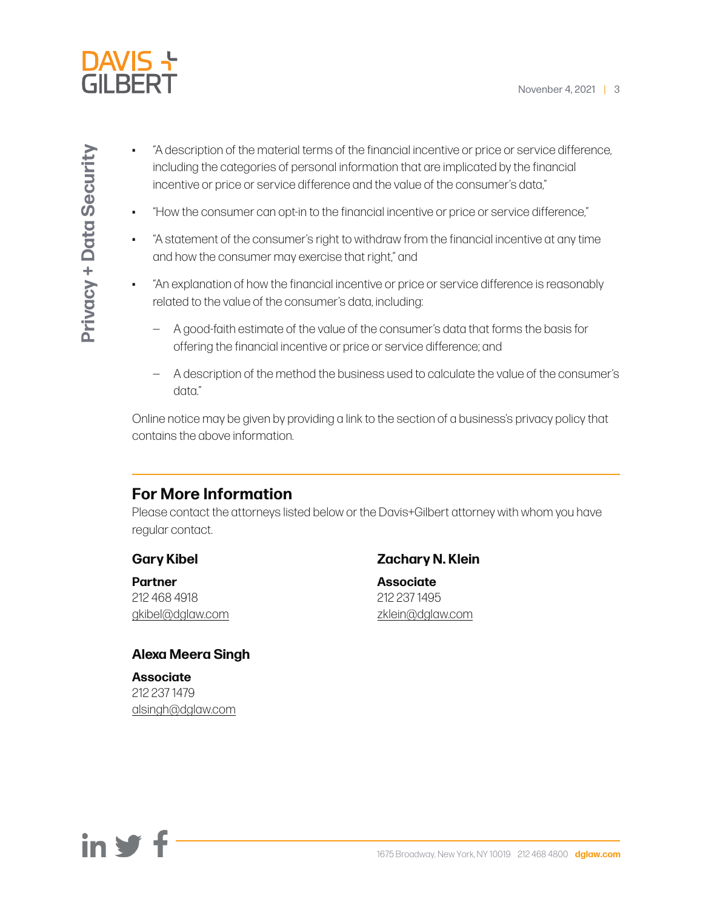- "A description of the material terms of the financial incentive or price or service difference, including the categories of personal information that are implicated by the financial incentive or price or service difference and the value of the consumer's data,"
- "How the consumer can opt-in to the financial incentive or price or service difference,"
- "A statement of the consumer's right to withdraw from the financial incentive at any time and how the consumer may exercise that right," and
- "An explanation of how the financial incentive or price or service difference is reasonably related to the value of the consumer's data, including:
  - A good-faith estimate of the value of the consumer's data that forms the basis for offering the financial incentive or price or service difference; and
  - A description of the method the business used to calculate the value of the consumer's data."

Online notice may be given by providing a link to the section of a business's privacy policy that contains the above information.

## For More Information

Please contact the attorneys listed below or the Davis+Gilbert attorney with whom you have regular contact.

**Gary Kibel**

**Partner**
212 468 4918
gkibel@dglaw.com

**Zachary N. Klein**

**Associate**
212 237 1495
zklein@dglaw.com

**Alexa Meera Singh**

**Associate**
212 237 1479
alsingh@dglaw.com